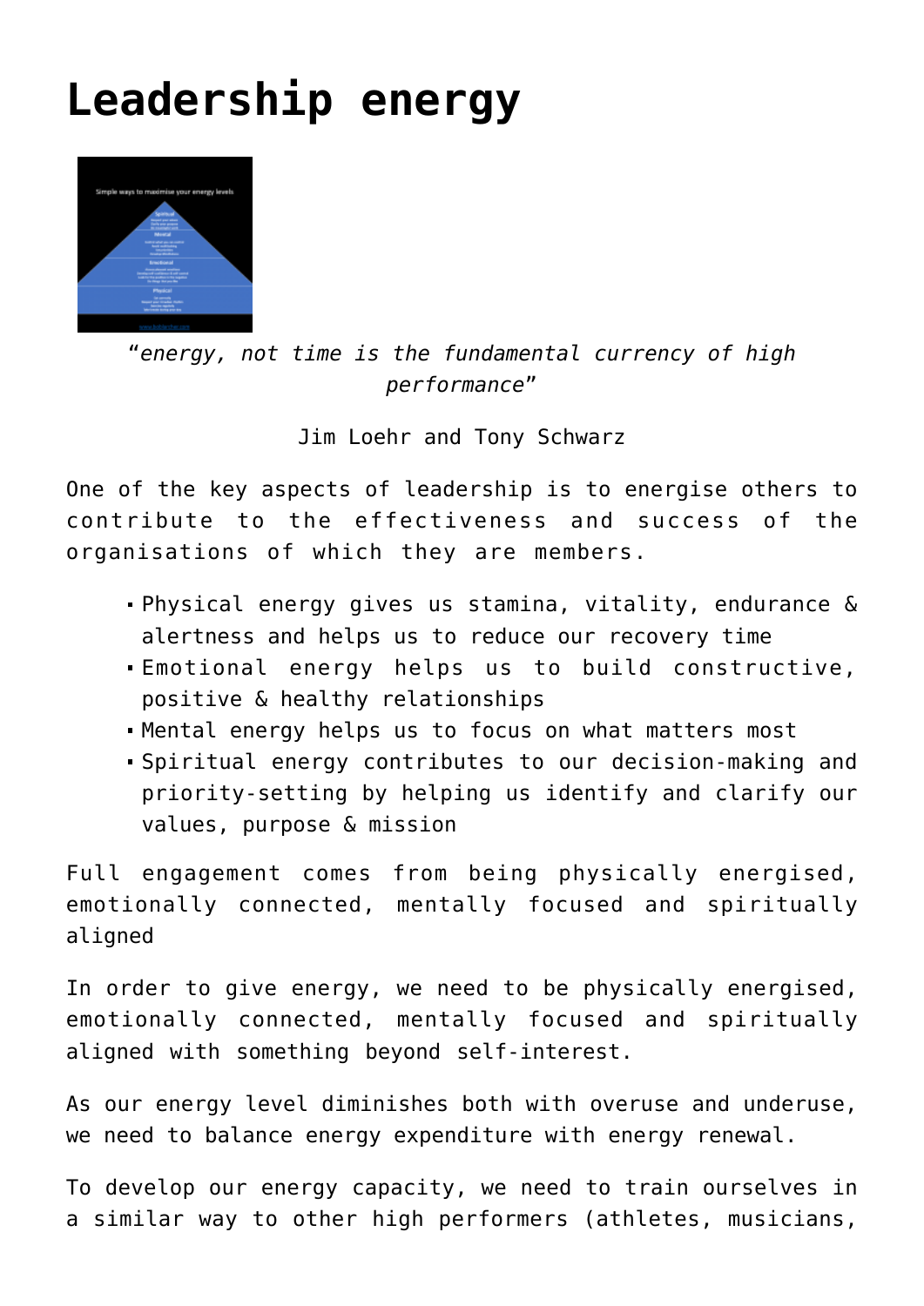# Leadership energy

*"energy, not time is the fundamental currency of high performance"*

Jim Loehr and Tony Schwarz

One of the key aspects of leadership is to energise others to contribute to the effectiveness and success of the organisations of which they are members.

- Physical energy gives us stamina, vitality, endurance & alertness and helps us to reduce our recovery time
- Emotional energy helps us to build constructive, positive & healthy relationships
- Mental energy helps us to focus on what matters most
- Spiritual energy contributes to our decision-making and priority-setting by helping us identify and clarify our values, purpose & mission

Full engagement comes from being physically energised, emotionally connected, mentally focused and spiritually aligned

In order to give energy, we need to be physically energised, emotionally connected, mentally focused and spiritually aligned with something beyond self-interest.

As our energy level diminishes both with overuse and underuse, we need to balance energy expenditure with energy renewal.

To develop our energy capacity, we need to train ourselves in a similar way to other high performers (athletes, musicians,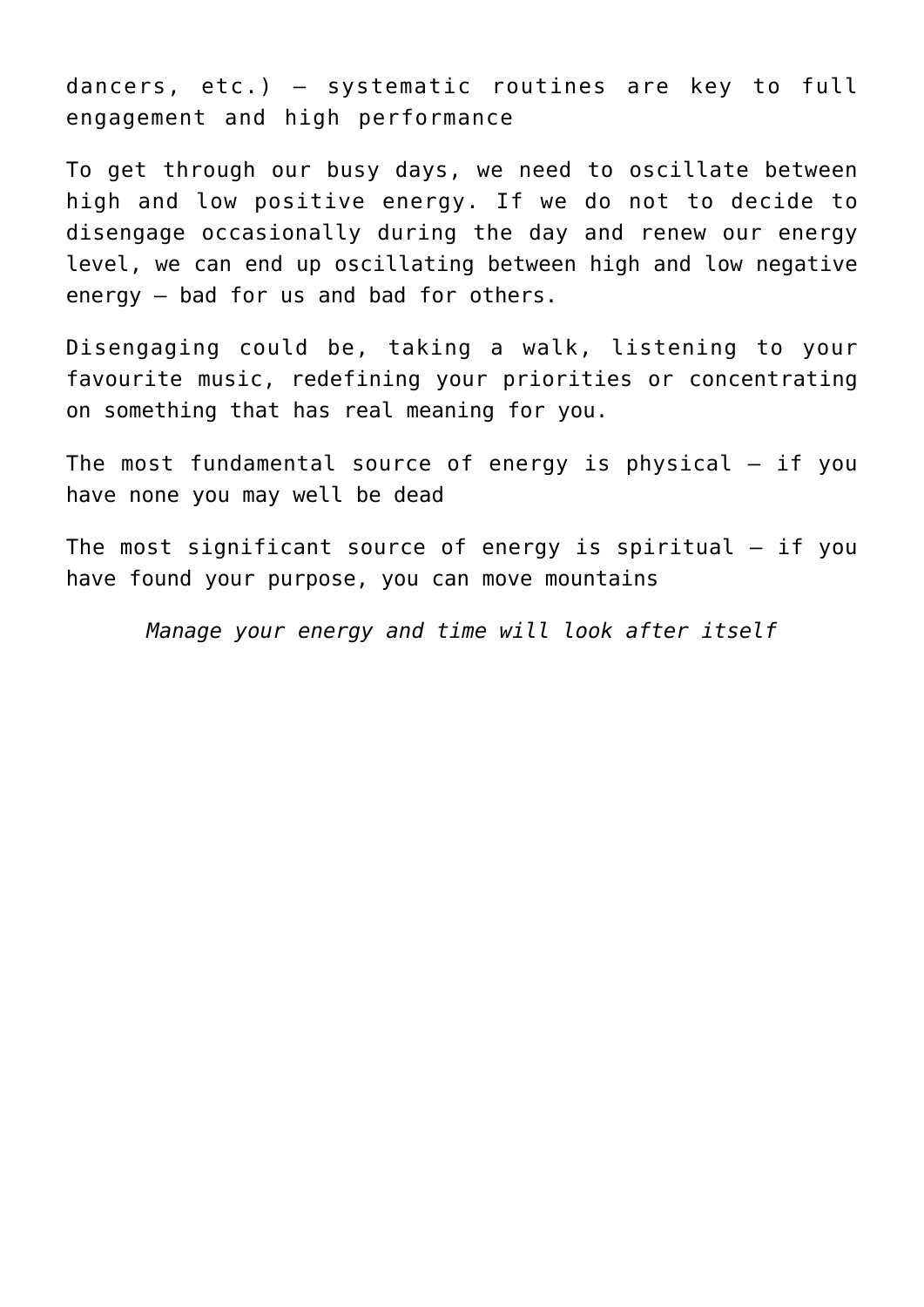dancers, etc.) – systematic routines are key to full engagement and high performance

To get through our busy days, we need to oscillate between high and low positive energy. If we do not to decide to disengage occasionally during the day and renew our energy level, we can end up oscillating between high and low negative energy – bad for us and bad for others.

Disengaging could be, taking a walk, listening to your favourite music, redefining your priorities or concentrating on something that has real meaning for you.

The most fundamental source of energy is physical – if you have none you may well be dead

The most significant source of energy is spiritual – if you have found your purpose, you can move mountains

*Manage your energy and time will look after itself*